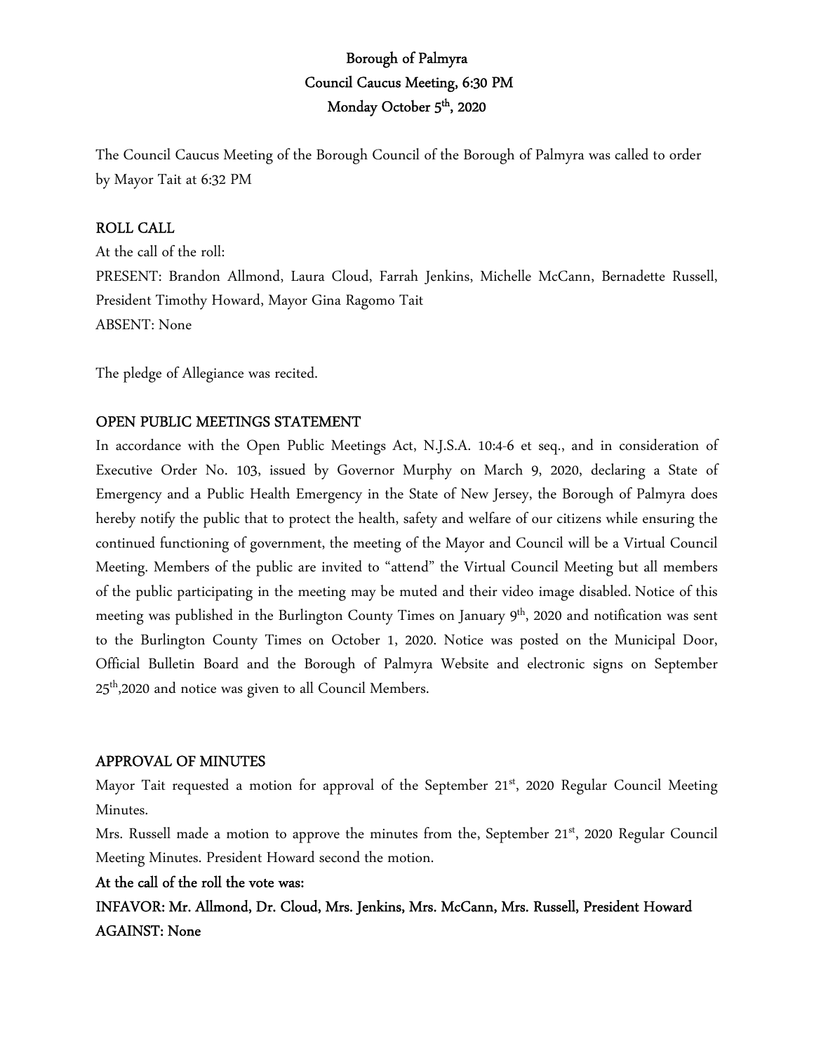# Borough of Palmyra
## Council Caucus Meeting, 6:30 PM
## Monday October 5th, 2020

The Council Caucus Meeting of the Borough Council of the Borough of Palmyra was called to order by Mayor Tait at 6:32 PM

**ROLL CALL**

At the call of the roll:

PRESENT: Brandon Allmond, Laura Cloud, Farrah Jenkins, Michelle McCann, Bernadette Russell, President Timothy Howard, Mayor Gina Ragomo Tait

ABSENT: None

The pledge of Allegiance was recited.

**OPEN PUBLIC MEETINGS STATEMENT**

In accordance with the Open Public Meetings Act, N.J.S.A. 10:4-6 et seq., and in consideration of Executive Order No. 103, issued by Governor Murphy on March 9, 2020, declaring a State of Emergency and a Public Health Emergency in the State of New Jersey, the Borough of Palmyra does hereby notify the public that to protect the health, safety and welfare of our citizens while ensuring the continued functioning of government, the meeting of the Mayor and Council will be a Virtual Council Meeting. Members of the public are invited to "attend" the Virtual Council Meeting but all members of the public participating in the meeting may be muted and their video image disabled. Notice of this meeting was published in the Burlington County Times on January 9th, 2020 and notification was sent to the Burlington County Times on October 1, 2020. Notice was posted on the Municipal Door, Official Bulletin Board and the Borough of Palmyra Website and electronic signs on September 25th,2020 and notice was given to all Council Members.

**APPROVAL OF MINUTES**

Mayor Tait requested a motion for approval of the September 21st, 2020 Regular Council Meeting Minutes.

Mrs. Russell made a motion to approve the minutes from the, September 21st, 2020 Regular Council Meeting Minutes. President Howard second the motion.

**At the call of the roll the vote was:**

**INFAVOR: Mr. Allmond, Dr. Cloud, Mrs. Jenkins, Mrs. McCann, Mrs. Russell, President Howard**

**AGAINST: None**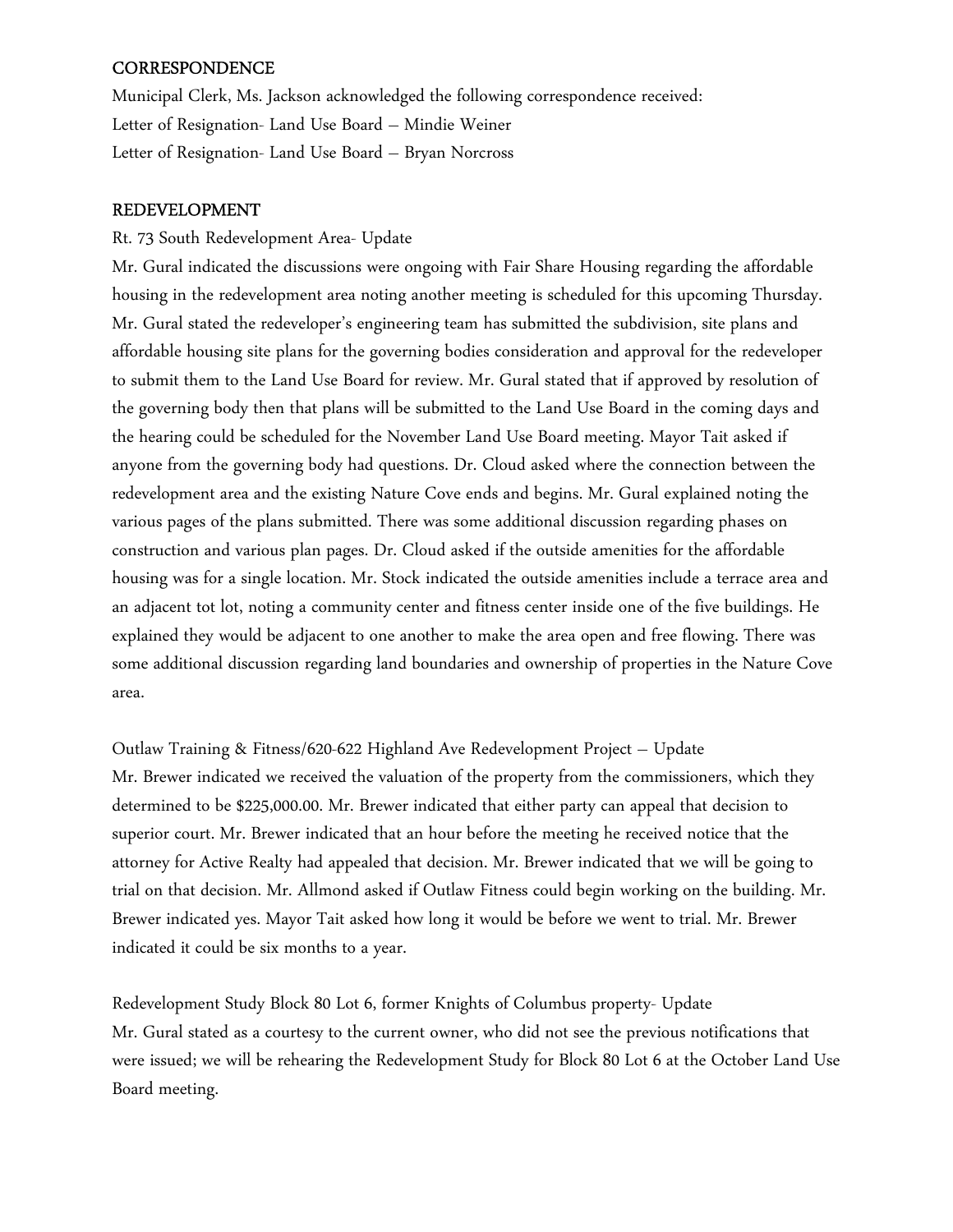## CORRESPONDENCE

Municipal Clerk, Ms. Jackson acknowledged the following correspondence received:
Letter of Resignation- Land Use Board – Mindie Weiner
Letter of Resignation- Land Use Board – Bryan Norcross

## REDEVELOPMENT

Rt. 73 South Redevelopment Area- Update

Mr. Gural indicated the discussions were ongoing with Fair Share Housing regarding the affordable housing in the redevelopment area noting another meeting is scheduled for this upcoming Thursday. Mr. Gural stated the redeveloper's engineering team has submitted the subdivision, site plans and affordable housing site plans for the governing bodies consideration and approval for the redeveloper to submit them to the Land Use Board for review. Mr. Gural stated that if approved by resolution of the governing body then that plans will be submitted to the Land Use Board in the coming days and the hearing could be scheduled for the November Land Use Board meeting. Mayor Tait asked if anyone from the governing body had questions. Dr. Cloud asked where the connection between the redevelopment area and the existing Nature Cove ends and begins. Mr. Gural explained noting the various pages of the plans submitted. There was some additional discussion regarding phases on construction and various plan pages. Dr. Cloud asked if the outside amenities for the affordable housing was for a single location. Mr. Stock indicated the outside amenities include a terrace area and an adjacent tot lot, noting a community center and fitness center inside one of the five buildings. He explained they would be adjacent to one another to make the area open and free flowing. There was some additional discussion regarding land boundaries and ownership of properties in the Nature Cove area.

Outlaw Training & Fitness/620-622 Highland Ave Redevelopment Project – Update

Mr. Brewer indicated we received the valuation of the property from the commissioners, which they determined to be $225,000.00. Mr. Brewer indicated that either party can appeal that decision to superior court. Mr. Brewer indicated that an hour before the meeting he received notice that the attorney for Active Realty had appealed that decision. Mr. Brewer indicated that we will be going to trial on that decision. Mr. Allmond asked if Outlaw Fitness could begin working on the building. Mr. Brewer indicated yes. Mayor Tait asked how long it would be before we went to trial. Mr. Brewer indicated it could be six months to a year.

Redevelopment Study Block 80 Lot 6, former Knights of Columbus property- Update

Mr. Gural stated as a courtesy to the current owner, who did not see the previous notifications that were issued; we will be rehearing the Redevelopment Study for Block 80 Lot 6 at the October Land Use Board meeting.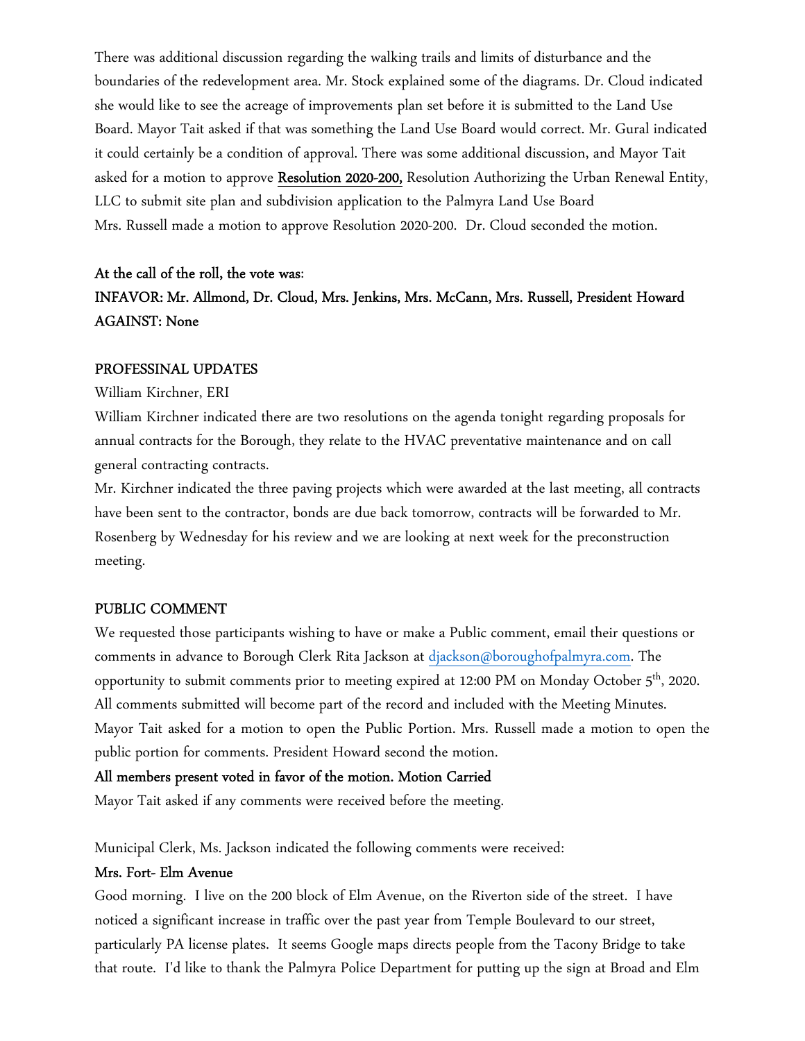There was additional discussion regarding the walking trails and limits of disturbance and the boundaries of the redevelopment area. Mr. Stock explained some of the diagrams. Dr. Cloud indicated she would like to see the acreage of improvements plan set before it is submitted to the Land Use Board. Mayor Tait asked if that was something the Land Use Board would correct. Mr. Gural indicated it could certainly be a condition of approval. There was some additional discussion, and Mayor Tait asked for a motion to approve **Resolution 2020-200,** Resolution Authorizing the Urban Renewal Entity, LLC to submit site plan and subdivision application to the Palmyra Land Use Board
Mrs. Russell made a motion to approve Resolution 2020-200. Dr. Cloud seconded the motion.

**At the call of the roll, the vote was**:
**INFAVOR: Mr. Allmond, Dr. Cloud, Mrs. Jenkins, Mrs. McCann, Mrs. Russell, President Howard**
**AGAINST: None**

**PROFESSINAL UPDATES**

William Kirchner, ERI

William Kirchner indicated there are two resolutions on the agenda tonight regarding proposals for annual contracts for the Borough, they relate to the HVAC preventative maintenance and on call general contracting contracts.

Mr. Kirchner indicated the three paving projects which were awarded at the last meeting, all contracts have been sent to the contractor, bonds are due back tomorrow, contracts will be forwarded to Mr. Rosenberg by Wednesday for his review and we are looking at next week for the preconstruction meeting.

**PUBLIC COMMENT**

We requested those participants wishing to have or make a Public comment, email their questions or comments in advance to Borough Clerk Rita Jackson at djackson@boroughofpalmyra.com. The opportunity to submit comments prior to meeting expired at 12:00 PM on Monday October 5th, 2020. All comments submitted will become part of the record and included with the Meeting Minutes.
Mayor Tait asked for a motion to open the Public Portion. Mrs. Russell made a motion to open the public portion for comments. President Howard second the motion.

**All members present voted in favor of the motion. Motion Carried**

Mayor Tait asked if any comments were received before the meeting.

Municipal Clerk, Ms. Jackson indicated the following comments were received:

**Mrs. Fort- Elm Avenue**

Good morning. I live on the 200 block of Elm Avenue, on the Riverton side of the street. I have noticed a significant increase in traffic over the past year from Temple Boulevard to our street, particularly PA license plates. It seems Google maps directs people from the Tacony Bridge to take that route. I'd like to thank the Palmyra Police Department for putting up the sign at Broad and Elm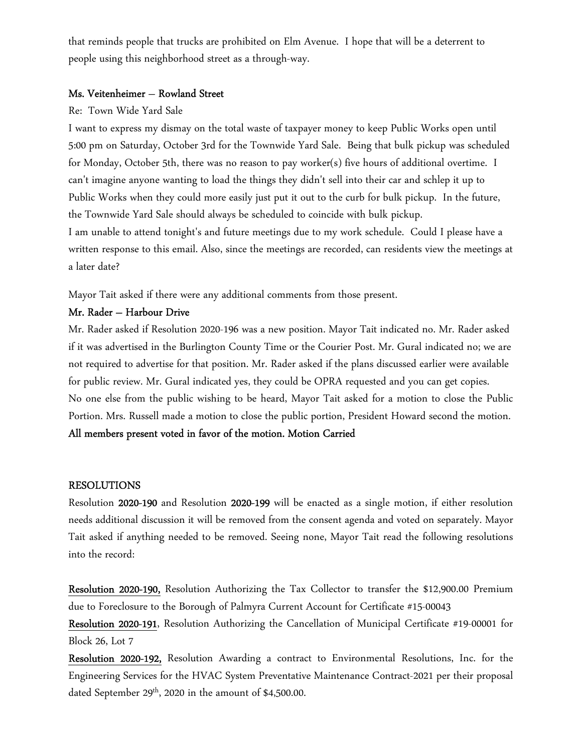that reminds people that trucks are prohibited on Elm Avenue. I hope that will be a deterrent to people using this neighborhood street as a through-way.

**Ms. Veitenheimer – Rowland Street**

Re: Town Wide Yard Sale

I want to express my dismay on the total waste of taxpayer money to keep Public Works open until 5:00 pm on Saturday, October 3rd for the Townwide Yard Sale. Being that bulk pickup was scheduled for Monday, October 5th, there was no reason to pay worker(s) five hours of additional overtime. I can't imagine anyone wanting to load the things they didn't sell into their car and schlep it up to Public Works when they could more easily just put it out to the curb for bulk pickup. In the future, the Townwide Yard Sale should always be scheduled to coincide with bulk pickup.

I am unable to attend tonight's and future meetings due to my work schedule. Could I please have a written response to this email. Also, since the meetings are recorded, can residents view the meetings at a later date?

Mayor Tait asked if there were any additional comments from those present.

**Mr. Rader – Harbour Drive**

Mr. Rader asked if Resolution 2020-196 was a new position. Mayor Tait indicated no. Mr. Rader asked if it was advertised in the Burlington County Time or the Courier Post. Mr. Gural indicated no; we are not required to advertise for that position. Mr. Rader asked if the plans discussed earlier were available for public review. Mr. Gural indicated yes, they could be OPRA requested and you can get copies.

No one else from the public wishing to be heard, Mayor Tait asked for a motion to close the Public Portion. Mrs. Russell made a motion to close the public portion, President Howard second the motion.

**All members present voted in favor of the motion. Motion Carried**

RESOLUTIONS

Resolution **2020-190** and Resolution **2020-199** will be enacted as a single motion, if either resolution needs additional discussion it will be removed from the consent agenda and voted on separately. Mayor Tait asked if anything needed to be removed. Seeing none, Mayor Tait read the following resolutions into the record:

**Resolution 2020-190,** Resolution Authorizing the Tax Collector to transfer the $12,900.00 Premium due to Foreclosure to the Borough of Palmyra Current Account for Certificate #15-00043

**Resolution 2020-191**, Resolution Authorizing the Cancellation of Municipal Certificate #19-00001 for Block 26, Lot 7

**Resolution 2020-192,** Resolution Awarding a contract to Environmental Resolutions, Inc. for the Engineering Services for the HVAC System Preventative Maintenance Contract-2021 per their proposal dated September 29th, 2020 in the amount of $4,500.00.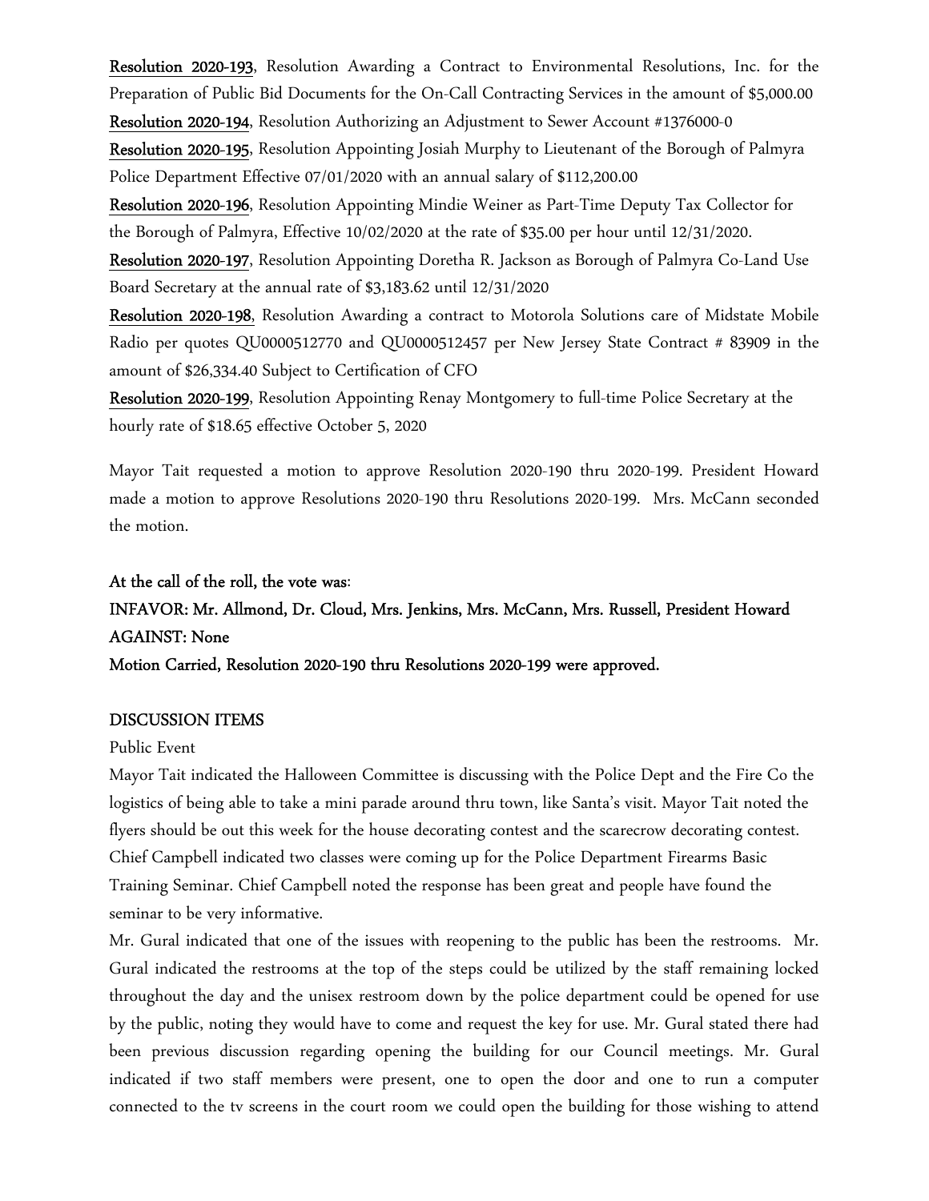**Resolution 2020-193**, Resolution Awarding a Contract to Environmental Resolutions, Inc. for the Preparation of Public Bid Documents for the On-Call Contracting Services in the amount of $5,000.00

**Resolution 2020-194**, Resolution Authorizing an Adjustment to Sewer Account #1376000-0

**Resolution 2020-195**, Resolution Appointing Josiah Murphy to Lieutenant of the Borough of Palmyra Police Department Effective 07/01/2020 with an annual salary of $112,200.00

**Resolution 2020-196**, Resolution Appointing Mindie Weiner as Part-Time Deputy Tax Collector for the Borough of Palmyra, Effective 10/02/2020 at the rate of $35.00 per hour until 12/31/2020.

**Resolution 2020-197**, Resolution Appointing Doretha R. Jackson as Borough of Palmyra Co-Land Use Board Secretary at the annual rate of $3,183.62 until 12/31/2020

**Resolution 2020-198**, Resolution Awarding a contract to Motorola Solutions care of Midstate Mobile Radio per quotes QU0000512770 and QU0000512457 per New Jersey State Contract # 83909 in the amount of $26,334.40 Subject to Certification of CFO

**Resolution 2020-199**, Resolution Appointing Renay Montgomery to full-time Police Secretary at the hourly rate of $18.65 effective October 5, 2020

Mayor Tait requested a motion to approve Resolution 2020-190 thru 2020-199. President Howard made a motion to approve Resolutions 2020-190 thru Resolutions 2020-199. Mrs. McCann seconded the motion.

**At the call of the roll, the vote was:**

**INFAVOR: Mr. Allmond, Dr. Cloud, Mrs. Jenkins, Mrs. McCann, Mrs. Russell, President Howard**

**AGAINST: None**

**Motion Carried, Resolution 2020-190 thru Resolutions 2020-199 were approved.**

DISCUSSION ITEMS

Public Event

Mayor Tait indicated the Halloween Committee is discussing with the Police Dept and the Fire Co the logistics of being able to take a mini parade around thru town, like Santa's visit. Mayor Tait noted the flyers should be out this week for the house decorating contest and the scarecrow decorating contest. Chief Campbell indicated two classes were coming up for the Police Department Firearms Basic Training Seminar. Chief Campbell noted the response has been great and people have found the seminar to be very informative.

Mr. Gural indicated that one of the issues with reopening to the public has been the restrooms. Mr. Gural indicated the restrooms at the top of the steps could be utilized by the staff remaining locked throughout the day and the unisex restroom down by the police department could be opened for use by the public, noting they would have to come and request the key for use. Mr. Gural stated there had been previous discussion regarding opening the building for our Council meetings. Mr. Gural indicated if two staff members were present, one to open the door and one to run a computer connected to the tv screens in the court room we could open the building for those wishing to attend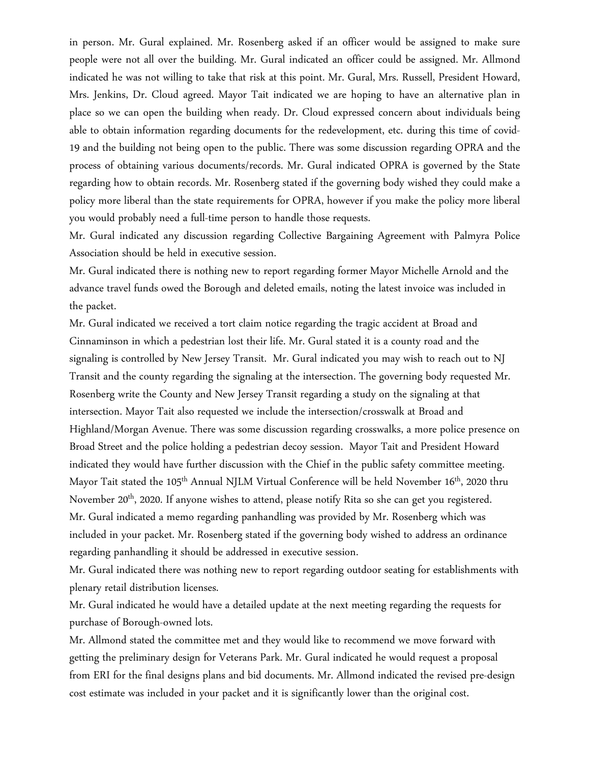in person. Mr. Gural explained. Mr. Rosenberg asked if an officer would be assigned to make sure people were not all over the building. Mr. Gural indicated an officer could be assigned. Mr. Allmond indicated he was not willing to take that risk at this point. Mr. Gural, Mrs. Russell, President Howard, Mrs. Jenkins, Dr. Cloud agreed. Mayor Tait indicated we are hoping to have an alternative plan in place so we can open the building when ready. Dr. Cloud expressed concern about individuals being able to obtain information regarding documents for the redevelopment, etc. during this time of covid-19 and the building not being open to the public. There was some discussion regarding OPRA and the process of obtaining various documents/records. Mr. Gural indicated OPRA is governed by the State regarding how to obtain records. Mr. Rosenberg stated if the governing body wished they could make a policy more liberal than the state requirements for OPRA, however if you make the policy more liberal you would probably need a full-time person to handle those requests.

Mr. Gural indicated any discussion regarding Collective Bargaining Agreement with Palmyra Police Association should be held in executive session.

Mr. Gural indicated there is nothing new to report regarding former Mayor Michelle Arnold and the advance travel funds owed the Borough and deleted emails, noting the latest invoice was included in the packet.

Mr. Gural indicated we received a tort claim notice regarding the tragic accident at Broad and Cinnaminson in which a pedestrian lost their life. Mr. Gural stated it is a county road and the signaling is controlled by New Jersey Transit. Mr. Gural indicated you may wish to reach out to NJ Transit and the county regarding the signaling at the intersection. The governing body requested Mr. Rosenberg write the County and New Jersey Transit regarding a study on the signaling at that intersection. Mayor Tait also requested we include the intersection/crosswalk at Broad and Highland/Morgan Avenue. There was some discussion regarding crosswalks, a more police presence on Broad Street and the police holding a pedestrian decoy session. Mayor Tait and President Howard indicated they would have further discussion with the Chief in the public safety committee meeting.

Mayor Tait stated the 105th Annual NJLM Virtual Conference will be held November 16th, 2020 thru November 20th, 2020. If anyone wishes to attend, please notify Rita so she can get you registered.

Mr. Gural indicated a memo regarding panhandling was provided by Mr. Rosenberg which was included in your packet. Mr. Rosenberg stated if the governing body wished to address an ordinance regarding panhandling it should be addressed in executive session.

Mr. Gural indicated there was nothing new to report regarding outdoor seating for establishments with plenary retail distribution licenses.

Mr. Gural indicated he would have a detailed update at the next meeting regarding the requests for purchase of Borough-owned lots.

Mr. Allmond stated the committee met and they would like to recommend we move forward with getting the preliminary design for Veterans Park. Mr. Gural indicated he would request a proposal from ERI for the final designs plans and bid documents. Mr. Allmond indicated the revised pre-design cost estimate was included in your packet and it is significantly lower than the original cost.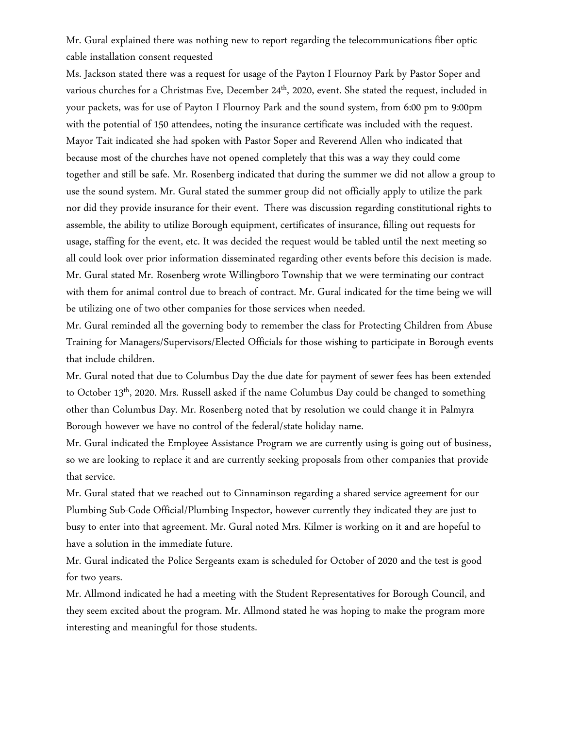Mr. Gural explained there was nothing new to report regarding the telecommunications fiber optic cable installation consent requested

Ms. Jackson stated there was a request for usage of the Payton I Flournoy Park by Pastor Soper and various churches for a Christmas Eve, December 24th, 2020, event. She stated the request, included in your packets, was for use of Payton I Flournoy Park and the sound system, from 6:00 pm to 9:00pm with the potential of 150 attendees, noting the insurance certificate was included with the request. Mayor Tait indicated she had spoken with Pastor Soper and Reverend Allen who indicated that because most of the churches have not opened completely that this was a way they could come together and still be safe. Mr. Rosenberg indicated that during the summer we did not allow a group to use the sound system. Mr. Gural stated the summer group did not officially apply to utilize the park nor did they provide insurance for their event. There was discussion regarding constitutional rights to assemble, the ability to utilize Borough equipment, certificates of insurance, filling out requests for usage, staffing for the event, etc. It was decided the request would be tabled until the next meeting so all could look over prior information disseminated regarding other events before this decision is made.

Mr. Gural stated Mr. Rosenberg wrote Willingboro Township that we were terminating our contract with them for animal control due to breach of contract. Mr. Gural indicated for the time being we will be utilizing one of two other companies for those services when needed.

Mr. Gural reminded all the governing body to remember the class for Protecting Children from Abuse Training for Managers/Supervisors/Elected Officials for those wishing to participate in Borough events that include children.

Mr. Gural noted that due to Columbus Day the due date for payment of sewer fees has been extended to October 13th, 2020. Mrs. Russell asked if the name Columbus Day could be changed to something other than Columbus Day. Mr. Rosenberg noted that by resolution we could change it in Palmyra Borough however we have no control of the federal/state holiday name.

Mr. Gural indicated the Employee Assistance Program we are currently using is going out of business, so we are looking to replace it and are currently seeking proposals from other companies that provide that service.

Mr. Gural stated that we reached out to Cinnaminson regarding a shared service agreement for our Plumbing Sub-Code Official/Plumbing Inspector, however currently they indicated they are just to busy to enter into that agreement. Mr. Gural noted Mrs. Kilmer is working on it and are hopeful to have a solution in the immediate future.

Mr. Gural indicated the Police Sergeants exam is scheduled for October of 2020 and the test is good for two years.

Mr. Allmond indicated he had a meeting with the Student Representatives for Borough Council, and they seem excited about the program. Mr. Allmond stated he was hoping to make the program more interesting and meaningful for those students.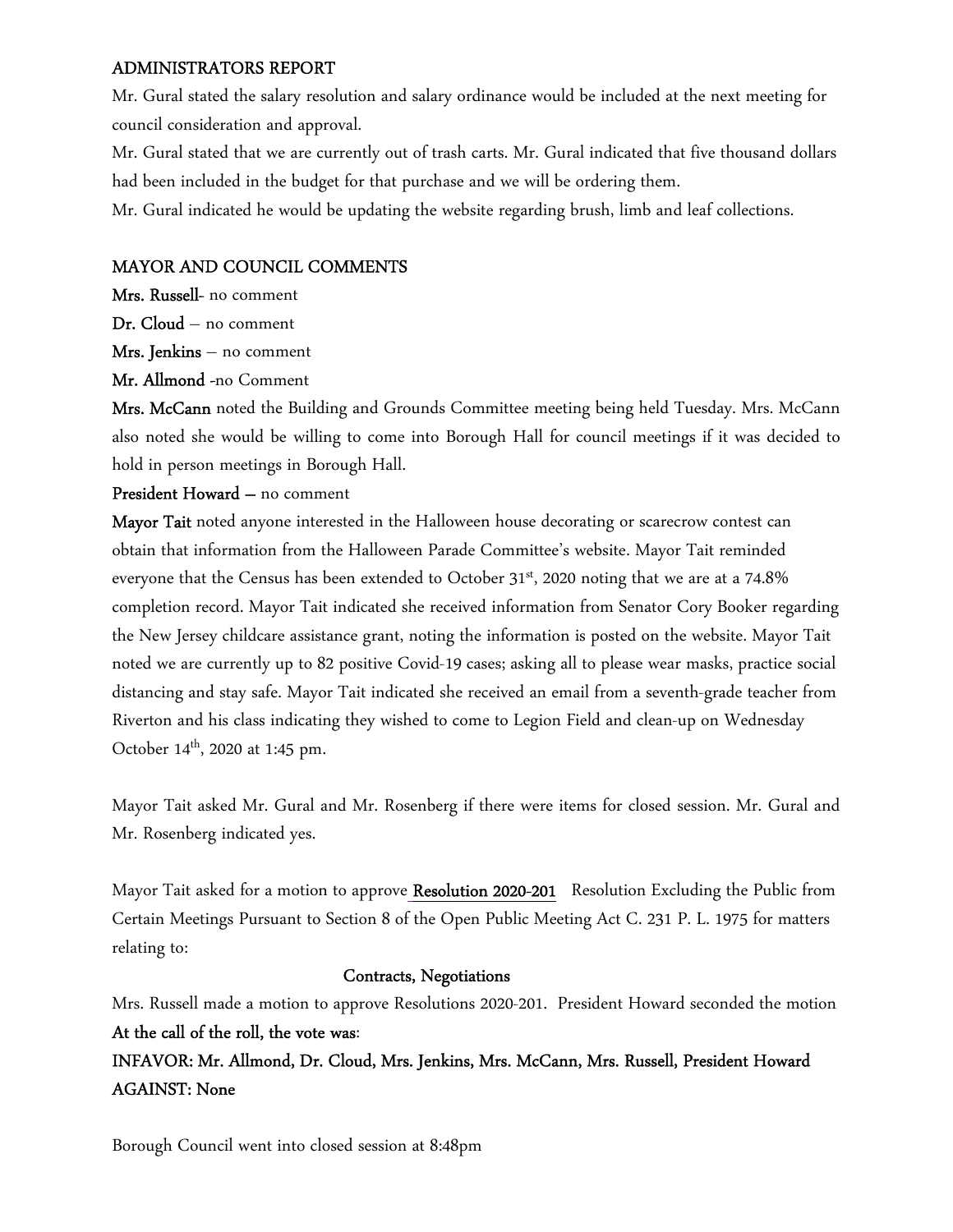### ADMINISTRATORS REPORT

Mr. Gural stated the salary resolution and salary ordinance would be included at the next meeting for council consideration and approval.

Mr. Gural stated that we are currently out of trash carts. Mr. Gural indicated that five thousand dollars had been included in the budget for that purchase and we will be ordering them.

Mr. Gural indicated he would be updating the website regarding brush, limb and leaf collections.

### MAYOR AND COUNCIL COMMENTS

**Mrs. Russell**- no comment

**Dr. Cloud** – no comment

**Mrs. Jenkins** – no comment

**Mr. Allmond** -no Comment

**Mrs. McCann** noted the Building and Grounds Committee meeting being held Tuesday. Mrs. McCann also noted she would be willing to come into Borough Hall for council meetings if it was decided to hold in person meetings in Borough Hall.

**President Howard –** no comment

**Mayor Tait** noted anyone interested in the Halloween house decorating or scarecrow contest can obtain that information from the Halloween Parade Committee's website. Mayor Tait reminded everyone that the Census has been extended to October 31st, 2020 noting that we are at a 74.8% completion record. Mayor Tait indicated she received information from Senator Cory Booker regarding the New Jersey childcare assistance grant, noting the information is posted on the website. Mayor Tait noted we are currently up to 82 positive Covid-19 cases; asking all to please wear masks, practice social distancing and stay safe. Mayor Tait indicated she received an email from a seventh-grade teacher from Riverton and his class indicating they wished to come to Legion Field and clean-up on Wednesday October 14th, 2020 at 1:45 pm.

Mayor Tait asked Mr. Gural and Mr. Rosenberg if there were items for closed session. Mr. Gural and Mr. Rosenberg indicated yes.

Mayor Tait asked for a motion to approve **Resolution 2020-201** Resolution Excluding the Public from Certain Meetings Pursuant to Section 8 of the Open Public Meeting Act C. 231 P. L. 1975 for matters relating to:

**Contracts, Negotiations**

Mrs. Russell made a motion to approve Resolutions 2020-201. President Howard seconded the motion

**At the call of the roll, the vote was**:

**INFAVOR: Mr. Allmond, Dr. Cloud, Mrs. Jenkins, Mrs. McCann, Mrs. Russell, President Howard**

**AGAINST: None**

Borough Council went into closed session at 8:48pm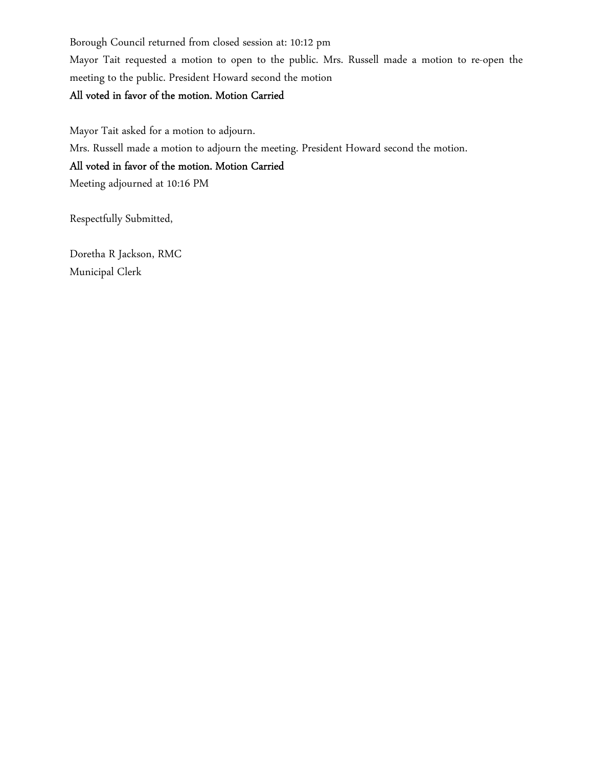Borough Council returned from closed session at: 10:12 pm

Mayor Tait requested a motion to open to the public. Mrs. Russell made a motion to re-open the meeting to the public. President Howard second the motion

**All voted in favor of the motion. Motion Carried**

Mayor Tait asked for a motion to adjourn.

Mrs. Russell made a motion to adjourn the meeting. President Howard second the motion.

**All voted in favor of the motion. Motion Carried**

Meeting adjourned at 10:16 PM

Respectfully Submitted,

Doretha R Jackson, RMC
Municipal Clerk